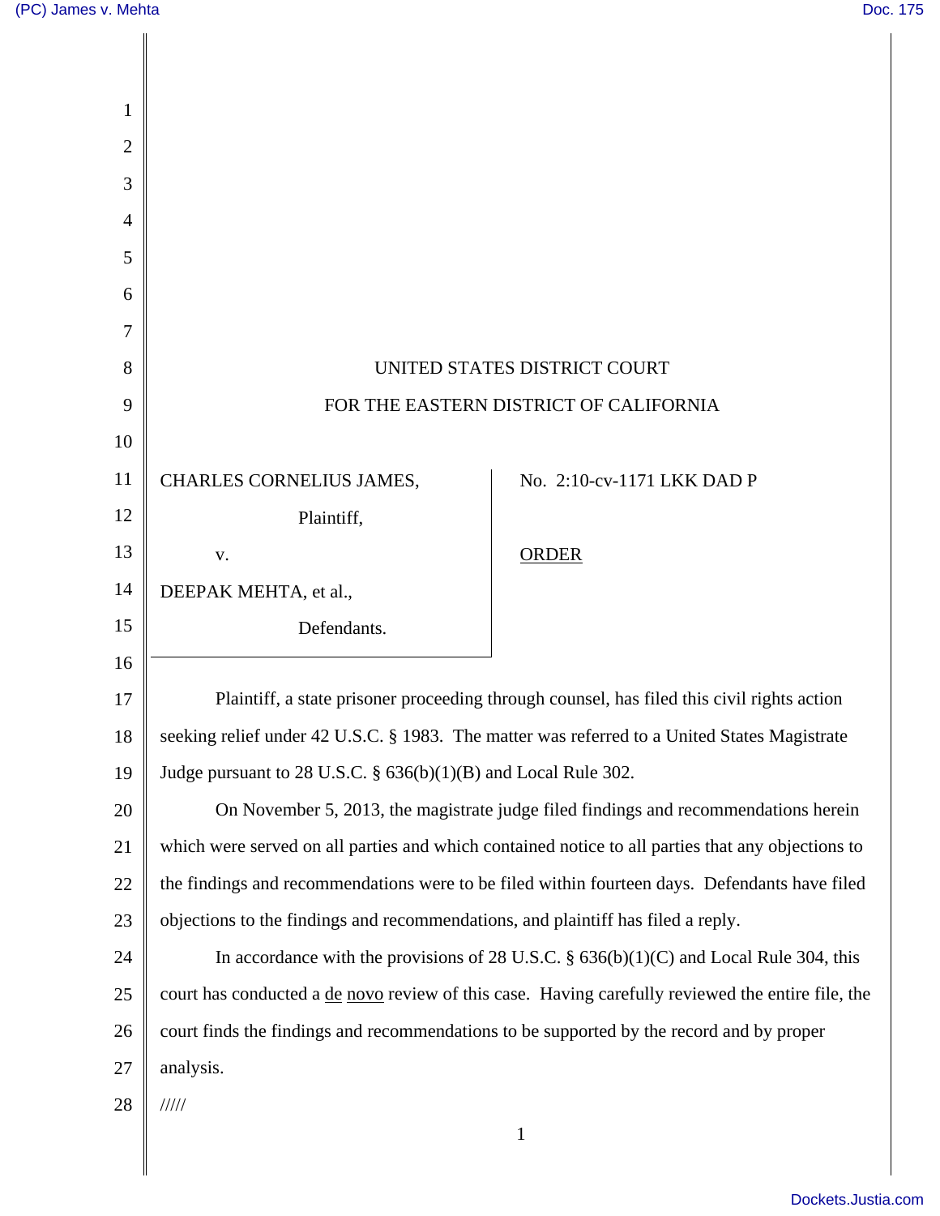UNITED STATES DISTRICT COURT

FOR THE EASTERN DISTRICT OF CALIFORNIA

| | |
|---|---|
| CHARLES CORNELIUS JAMES, Plaintiff, v. DEEPAK MEHTA, et al., Defendants. | No. 2:10-cv-1171 LKK DAD P <br><br> ORDER |

Plaintiff, a state prisoner proceeding through counsel, has filed this civil rights action seeking relief under 42 U.S.C. § 1983. The matter was referred to a United States Magistrate Judge pursuant to 28 U.S.C. § 636(b)(1)(B) and Local Rule 302.

On November 5, 2013, the magistrate judge filed findings and recommendations herein which were served on all parties and which contained notice to all parties that any objections to the findings and recommendations were to be filed within fourteen days. Defendants have filed objections to the findings and recommendations, and plaintiff has filed a reply.

In accordance with the provisions of 28 U.S.C. § 636(b)(1)(C) and Local Rule 304, this court has conducted a de novo review of this case. Having carefully reviewed the entire file, the court finds the findings and recommendations to be supported by the record and by proper analysis.

/////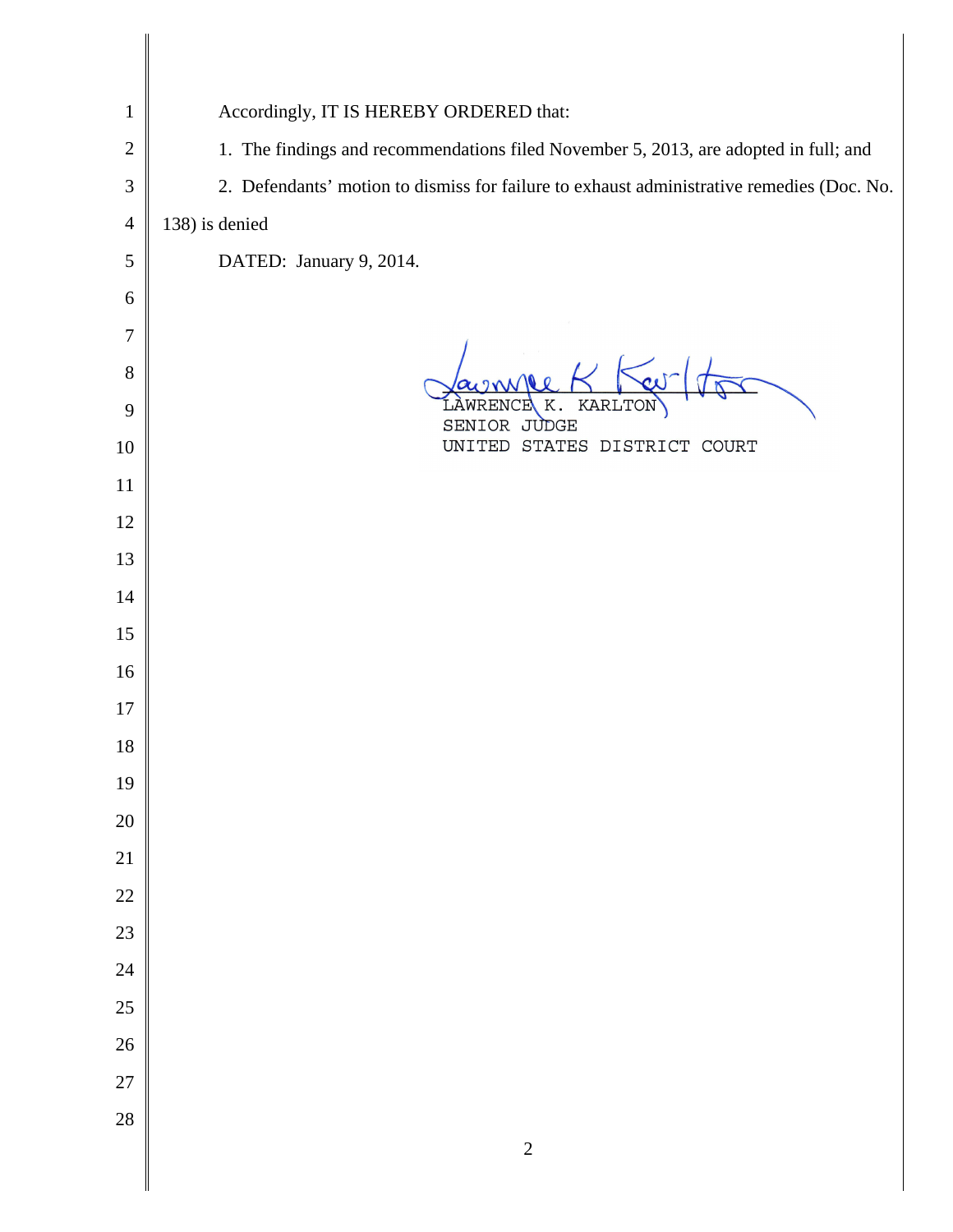Accordingly, IT IS HEREBY ORDERED that:

1. The findings and recommendations filed November 5, 2013, are adopted in full; and

2. Defendants' motion to dismiss for failure to exhaust administrative remedies (Doc. No. 138) is denied

DATED: January 9, 2014.

LAWRENCE K. KARLTON
SENIOR JUDGE
UNITED STATES DISTRICT COURT